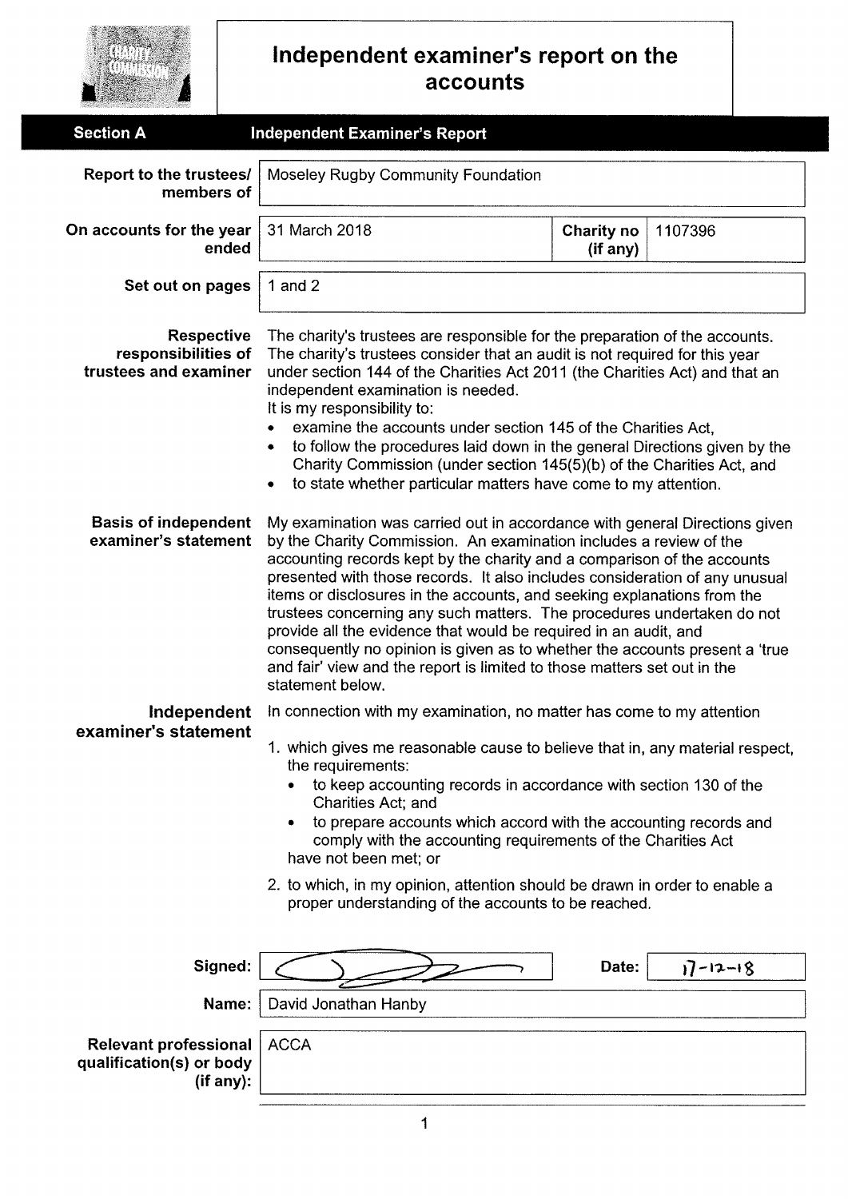# Independent examiner's report on the accounts

## Section A — Independent Examiner's Report

| | | | |
|---|---|---|---|
| **Report to the trustees/ members of** | Moseley Rugby Community Foundation | | |
| **On accounts for the year ended** | 31 March 2018 | **Charity no (if any)** | 1107396 |
| **Set out on pages** | 1 and 2 | | |

**Respective responsibilities of trustees and examiner**

The charity's trustees are responsible for the preparation of the accounts. The charity's trustees consider that an audit is not required for this year under section 144 of the Charities Act 2011 (the Charities Act) and that an independent examination is needed.

It is my responsibility to:

- examine the accounts under section 145 of the Charities Act,
- to follow the procedures laid down in the general Directions given by the Charity Commission (under section 145(5)(b) of the Charities Act, and
- to state whether particular matters have come to my attention.

**Basis of independent examiner's statement**

My examination was carried out in accordance with general Directions given by the Charity Commission. An examination includes a review of the accounting records kept by the charity and a comparison of the accounts presented with those records. It also includes consideration of any unusual items or disclosures in the accounts, and seeking explanations from the trustees concerning any such matters. The procedures undertaken do not provide all the evidence that would be required in an audit, and consequently no opinion is given as to whether the accounts present a 'true and fair' view and the report is limited to those matters set out in the statement below.

**Independent examiner's statement**

In connection with my examination, no matter has come to my attention

1. which gives me reasonable cause to believe that in, any material respect, the requirements:
   - to keep accounting records in accordance with section 130 of the Charities Act; and
   - to prepare accounts which accord with the accounting records and comply with the accounting requirements of the Charities Act

   have not been met; or
2. to which, in my opinion, attention should be drawn in order to enable a proper understanding of the accounts to be reached.

| | | | |
|---|---|---|---|
| **Signed:** | *(signature)* | **Date:** | 17-12-18 |
| **Name:** | David Jonathan Hanby | | |
| **Relevant professional qualification(s) or body (if any):** | ACCA | | |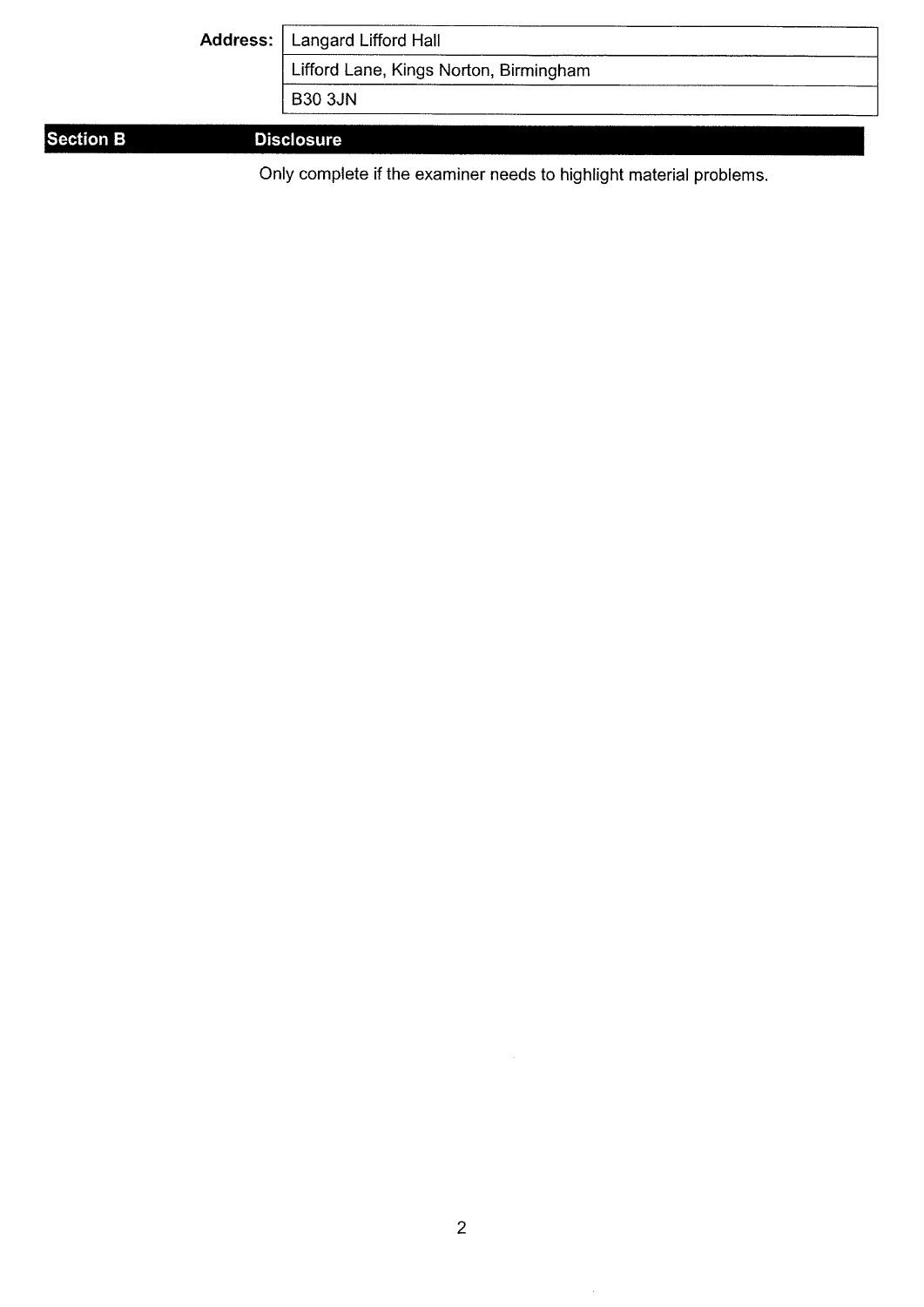| **Address:** | Langard Lifford Hall |
| --- | --- |
| | Lifford Lane, Kings Norton, Birmingham |
| | B30 3JN |

## Section B Disclosure

Only complete if the examiner needs to highlight material problems.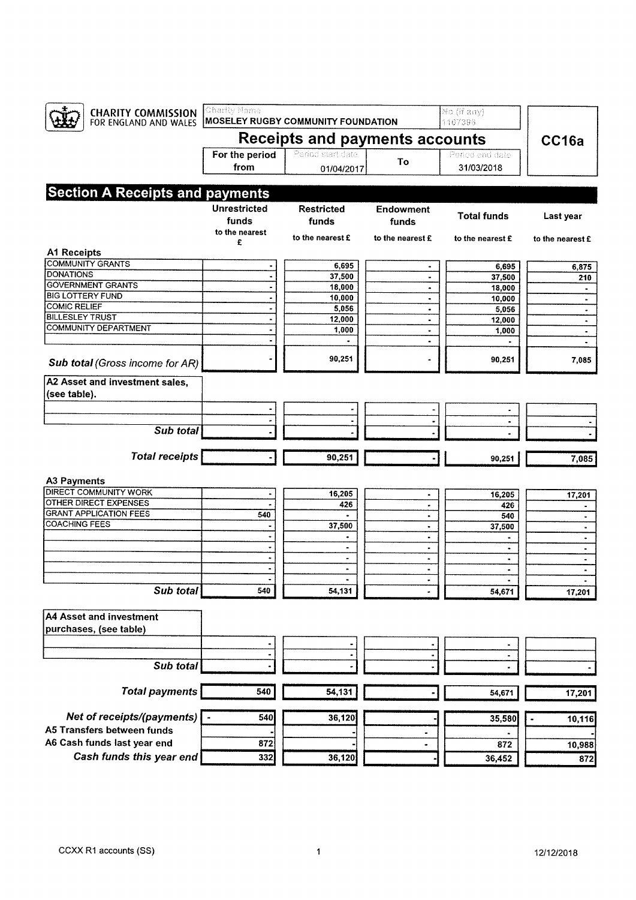CHARITY COMMISSION FOR ENGLAND AND WALES

| Charity Name | No (if any) |
|---|---|
| MOSELEY RUGBY COMMUNITY FOUNDATION | 1107395 |

# Receipts and payments accounts

**CC16a**

| For the period from | Period start date | To | Period end date |
|---|---|---|---|
| | 01/04/2017 | | 31/03/2018 |

## Section A Receipts and payments

| | Unrestricted funds to the nearest £ | Restricted funds to the nearest £ | Endowment funds to the nearest £ | Total funds to the nearest £ | Last year to the nearest £ |
|---|---|---|---|---|---|
| **A1 Receipts** | | | | | |
| COMMUNITY GRANTS | - | 6,695 | - | 6,695 | 6,875 |
| DONATIONS | - | 37,500 | - | 37,500 | 210 |
| GOVERNMENT GRANTS | - | 18,000 | - | 18,000 | - |
| BIG LOTTERY FUND | - | 10,000 | - | 10,000 | - |
| COMIC RELIEF | - | 5,056 | - | 5,056 | - |
| BILLESLEY TRUST | - | 12,000 | - | 12,000 | - |
| COMMUNITY DEPARTMENT | - | 1,000 | - | 1,000 | - |
| | - | - | - | - | - |
| ***Sub total*** *(Gross income for AR)* | - | 90,251 | - | 90,251 | 7,085 |
| **A2 Asset and investment sales, (see table).** | | | | | |
| | - | - | - | - | |
| | - | - | - | - | - |
| ***Sub total*** | - | - | - | - | - |
| ***Total receipts*** | - | 90,251 | - | 90,251 | 7,085 |
| **A3 Payments** | | | | | |
| DIRECT COMMUNITY WORK | - | 16,205 | - | 16,205 | 17,201 |
| OTHER DIRECT EXPENSES | - | 426 | - | 426 | - |
| GRANT APPLICATION FEES | 540 | - | - | 540 | - |
| COACHING FEES | - | 37,500 | - | 37,500 | - |
| | - | - | - | - | - |
| | - | - | - | - | - |
| | - | - | - | - | - |
| | - | - | - | - | - |
| | - | - | - | - | - |
| ***Sub total*** | 540 | 54,131 | - | 54,671 | 17,201 |
| **A4 Asset and investment purchases, (see table)** | | | | | |
| | - | - | - | - | |
| | - | - | - | - | |
| ***Sub total*** | - | - | - | - | - |
| ***Total payments*** | 540 | 54,131 | - | 54,671 | 17,201 |
| ***Net of receipts/(payments)*** | - 540 | 36,120 | - | 35,580 | - 10,116 |
| **A5 Transfers between funds** | - | - | - | - | - |
| **A6 Cash funds last year end** | 872 | - | - | 872 | 10,988 |
| ***Cash funds this year end*** | 332 | 36,120 | - | 36,452 | 872 |

CCXX R1 accounts (SS) 12/12/2018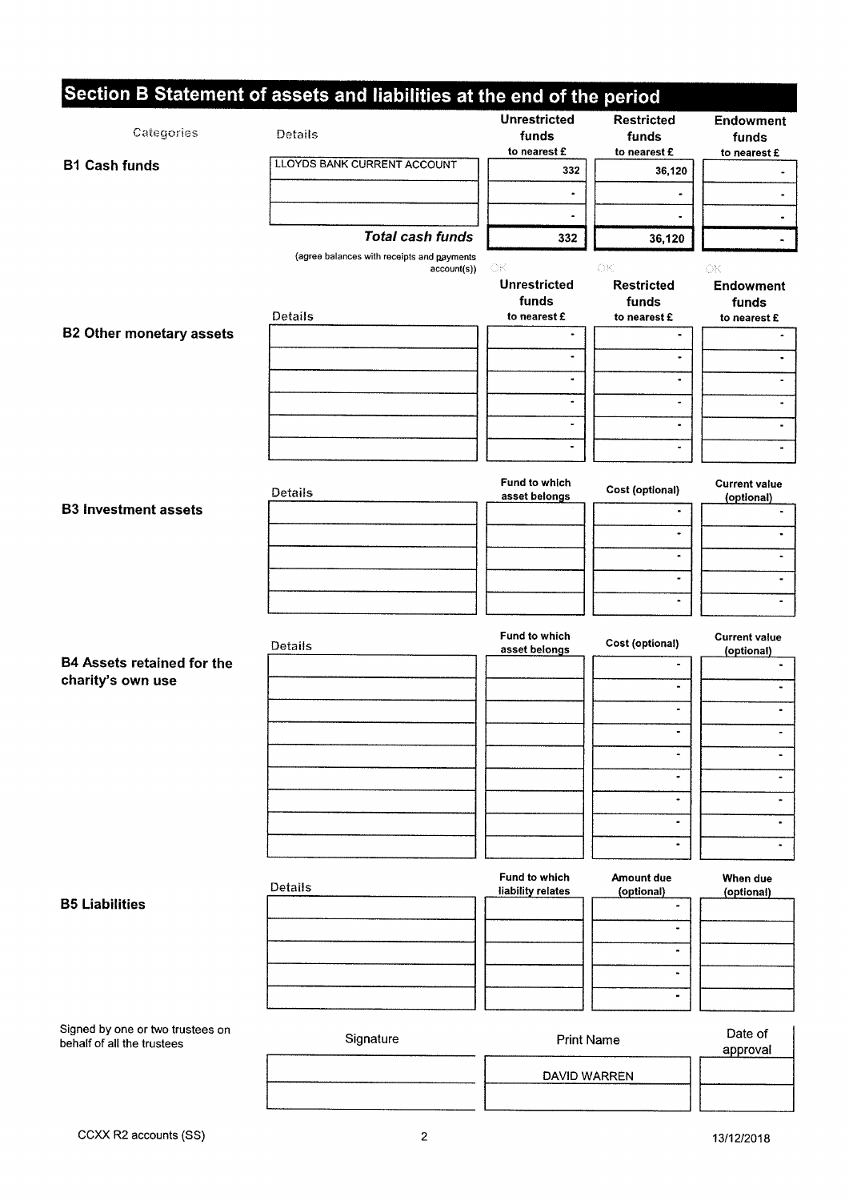## Section B Statement of assets and liabilities at the end of the period

### B1 Cash funds

| Categories | Details | Unrestricted funds to nearest £ | Restricted funds to nearest £ | Endowment funds to nearest £ |
|---|---|---|---|---|
| B1 Cash funds | LLOYDS BANK CURRENT ACCOUNT | 332 | 36,120 | - |
| | | - | - | - |
| | | - | - | - |
| | ***Total cash funds*** | 332 | 36,120 | - |
| | (agree balances with receipts and payments account(s)) | OK | OK | OK |

### B2 Other monetary assets

| Details | Unrestricted funds to nearest £ | Restricted funds to nearest £ | Endowment funds to nearest £ |
|---|---|---|---|
| | - | - | - |
| | - | - | - |
| | - | - | - |
| | - | - | - |
| | - | - | - |
| | - | - | - |

### B3 Investment assets

| Details | Fund to which asset belongs | Cost (optional) | Current value (optional) |
|---|---|---|---|
| | | - | - |
| | | - | - |
| | | - | - |
| | | - | - |
| | | - | - |

### B4 Assets retained for the charity's own use

| Details | Fund to which asset belongs | Cost (optional) | Current value (optional) |
|---|---|---|---|
| | | - | - |
| | | - | - |
| | | - | - |
| | | - | - |
| | | - | - |
| | | - | - |
| | | - | - |
| | | - | - |
| | | - | - |

### B5 Liabilities

| Details | Fund to which liability relates | Amount due (optional) | When due (optional) |
|---|---|---|---|
| | | - | |
| | | - | |
| | | - | |
| | | - | |
| | | - | |

Signed by one or two trustees on behalf of all the trustees

| Signature | Print Name | Date of approval |
|---|---|---|
| | DAVID WARREN | |
| | | |

CCXX R2 accounts (SS) 13/12/2018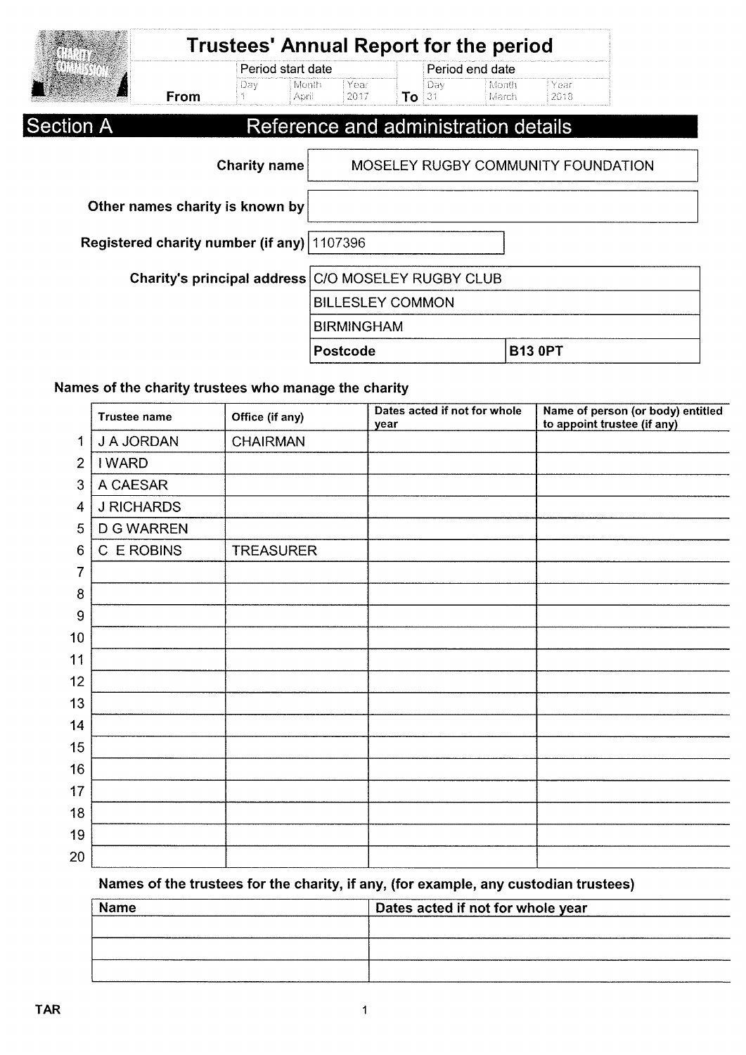# Trustees' Annual Report for the period

| | Period start date | | | | Period end date | | |
|---|---|---|---|---|---|---|---|
| | Day | Month | Year | | Day | Month | Year |
| **From** | 1 | April | 2017 | **To** | 31 | March | 2018 |

## Section A Reference and administration details

| | |
|---|---|
| **Charity name** | MOSELEY RUGBY COMMUNITY FOUNDATION |
| **Other names charity is known by** | |
| **Registered charity number (if any)** | 1107396 |
| **Charity's principal address** | C/O MOSELEY RUGBY CLUB |
| | BILLESLEY COMMON |
| | BIRMINGHAM |
| | **Postcode** **B13 0PT** |

### Names of the charity trustees who manage the charity

| | Trustee name | Office (if any) | Dates acted if not for whole year | Name of person (or body) entitled to appoint trustee (if any) |
|---|---|---|---|---|
| 1 | J A JORDAN | CHAIRMAN | | |
| 2 | I WARD | | | |
| 3 | A CAESAR | | | |
| 4 | J RICHARDS | | | |
| 5 | D G WARREN | | | |
| 6 | C E ROBINS | TREASURER | | |
| 7 | | | | |
| 8 | | | | |
| 9 | | | | |
| 10 | | | | |
| 11 | | | | |
| 12 | | | | |
| 13 | | | | |
| 14 | | | | |
| 15 | | | | |
| 16 | | | | |
| 17 | | | | |
| 18 | | | | |
| 19 | | | | |
| 20 | | | | |

### Names of the trustees for the charity, if any, (for example, any custodian trustees)

| Name | Dates acted if not for whole year |
|---|---|
| | |
| | |
| | |

TAR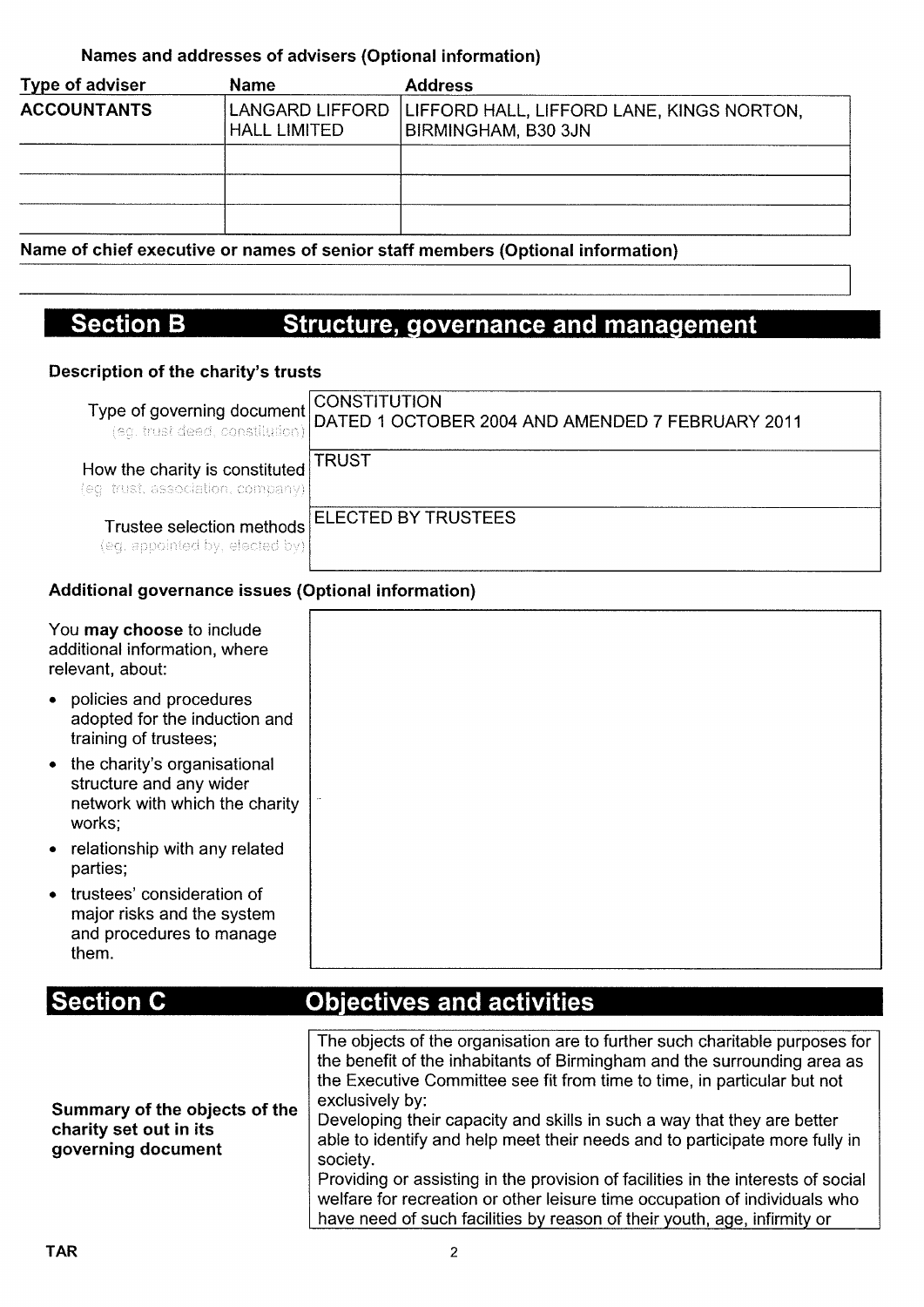**Names and addresses of advisers (Optional information)**

| Type of adviser | Name | Address |
|---|---|---|
| **ACCOUNTANTS** | LANGARD LIFFORD HALL LIMITED | LIFFORD HALL, LIFFORD LANE, KINGS NORTON, BIRMINGHAM, B30 3JN |
| | | |
| | | |
| | | |

**Name of chief executive or names of senior staff members (Optional information)**

## Section B Structure, governance and management

**Description of the charity's trusts**

| | |
|---|---|
| Type of governing document (eg. trust deed, constitution) | CONSTITUTION DATED 1 OCTOBER 2004 AND AMENDED 7 FEBRUARY 2011 |
| How the charity is constituted (eg. trust, association, company) | TRUST |
| Trustee selection methods (eg. appointed by, elected by) | ELECTED BY TRUSTEES |

**Additional governance issues (Optional information)**

You **may choose** to include additional information, where relevant, about:

- policies and procedures adopted for the induction and training of trustees;
- the charity's organisational structure and any wider network with which the charity works;
- relationship with any related parties;
- trustees' consideration of major risks and the system and procedures to manage them.

## Section C Objectives and activities

**Summary of the objects of the charity set out in its governing document**

The objects of the organisation are to further such charitable purposes for the benefit of the inhabitants of Birmingham and the surrounding area as the Executive Committee see fit from time to time, in particular but not exclusively by:
Developing their capacity and skills in such a way that they are better able to identify and help meet their needs and to participate more fully in society.
Providing or assisting in the provision of facilities in the interests of social welfare for recreation or other leisure time occupation of individuals who have need of such facilities by reason of their youth, age, infirmity or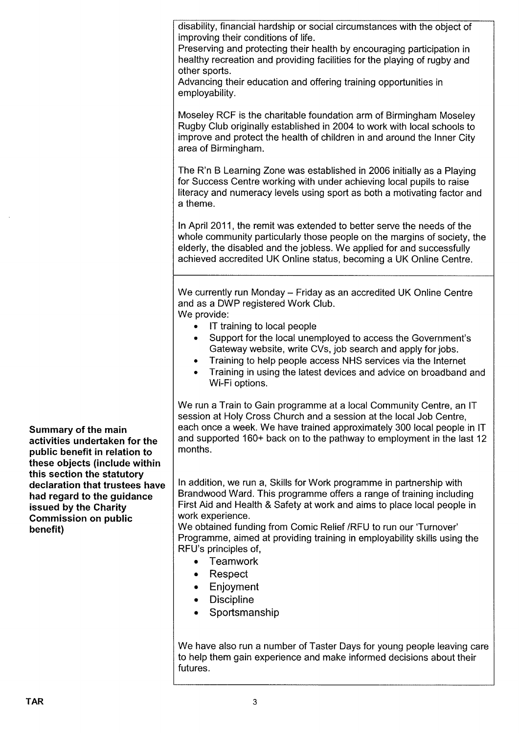| | |
|---|---|
| | disability, financial hardship or social circumstances with the object of improving their conditions of life.<br>Preserving and protecting their health by encouraging participation in healthy recreation and providing facilities for the playing of rugby and other sports.<br>Advancing their education and offering training opportunities in employability.<br><br>Moseley RCF is the charitable foundation arm of Birmingham Moseley Rugby Club originally established in 2004 to work with local schools to improve and protect the health of children in and around the Inner City area of Birmingham.<br><br>The R'n B Learning Zone was established in 2006 initially as a Playing for Success Centre working with under achieving local pupils to raise literacy and numeracy levels using sport as both a motivating factor and a theme.<br><br>In April 2011, the remit was extended to better serve the needs of the whole community particularly those people on the margins of society, the elderly, the disabled and the jobless. We applied for and successfully achieved accredited UK Online status, becoming a UK Online Centre. |
| **Summary of the main activities undertaken for the public benefit in relation to these objects (include within this section the statutory declaration that trustees have had regard to the guidance issued by the Charity Commission on public benefit)** | We currently run Monday – Friday as an accredited UK Online Centre and as a DWP registered Work Club.<br>We provide:<br>• IT training to local people<br>• Support for the local unemployed to access the Government's Gateway website, write CVs, job search and apply for jobs.<br>• Training to help people access NHS services via the Internet<br>• Training in using the latest devices and advice on broadband and Wi-Fi options.<br><br>We run a Train to Gain programme at a local Community Centre, an IT session at Holy Cross Church and a session at the local Job Centre, each once a week. We have trained approximately 300 local people in IT and supported 160+ back on to the pathway to employment in the last 12 months.<br><br>In addition, we run a, Skills for Work programme in partnership with Brandwood Ward. This programme offers a range of training including First Aid and Health & Safety at work and aims to place local people in work experience.<br>We obtained funding from Comic Relief /RFU to run our 'Turnover' Programme, aimed at providing training in employability skills using the RFU's principles of,<br>• Teamwork<br>• Respect<br>• Enjoyment<br>• Discipline<br>• Sportsmanship<br><br>We have also run a number of Taster Days for young people leaving care to help them gain experience and make informed decisions about their futures. |

TAR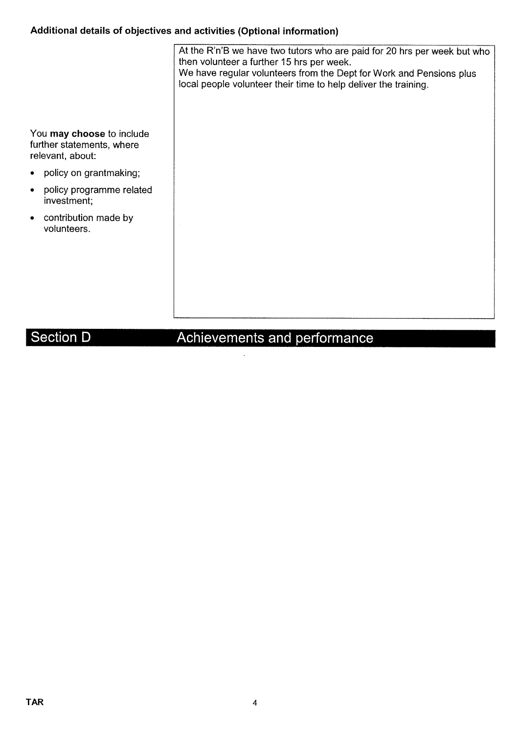**Additional details of objectives and activities (Optional information)**

You **may choose** to include further statements, where relevant, about:

- policy on grantmaking;
- policy programme related investment;
- contribution made by volunteers.

At the R'n'B we have two tutors who are paid for 20 hrs per week but who then volunteer a further 15 hrs per week.
We have regular volunteers from the Dept for Work and Pensions plus local people volunteer their time to help deliver the training.

## Section D Achievements and performance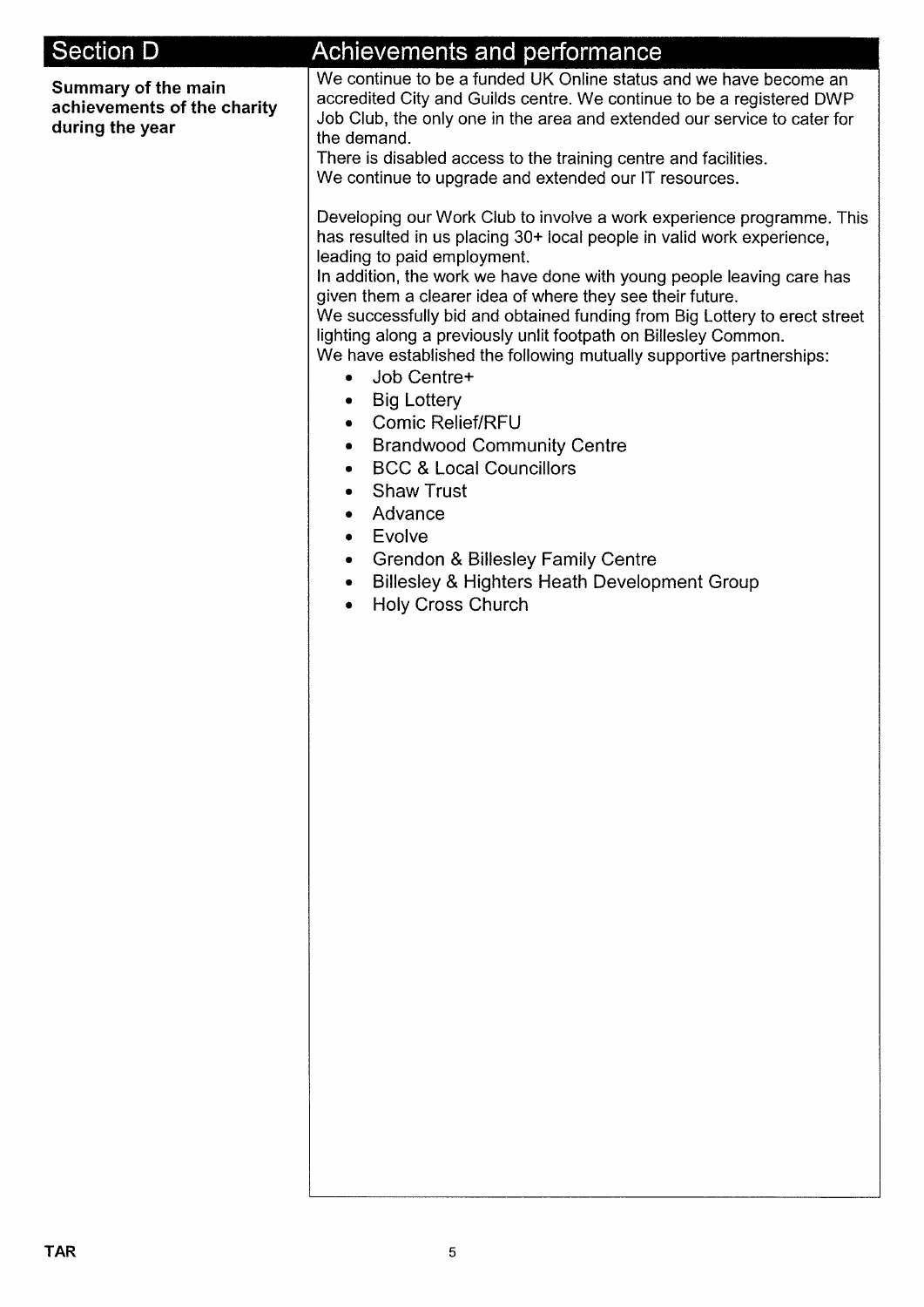## Section D — Achievements and performance

**Summary of the main achievements of the charity during the year**

We continue to be a funded UK Online status and we have become an accredited City and Guilds centre. We continue to be a registered DWP Job Club, the only one in the area and extended our service to cater for the demand.
There is disabled access to the training centre and facilities.
We continue to upgrade and extended our IT resources.

Developing our Work Club to involve a work experience programme. This has resulted in us placing 30+ local people in valid work experience, leading to paid employment.
In addition, the work we have done with young people leaving care has given them a clearer idea of where they see their future.
We successfully bid and obtained funding from Big Lottery to erect street lighting along a previously unlit footpath on Billesley Common.
We have established the following mutually supportive partnerships:

- Job Centre+
- Big Lottery
- Comic Relief/RFU
- Brandwood Community Centre
- BCC & Local Councillors
- Shaw Trust
- Advance
- Evolve
- Grendon & Billesley Family Centre
- Billesley & Highters Heath Development Group
- Holy Cross Church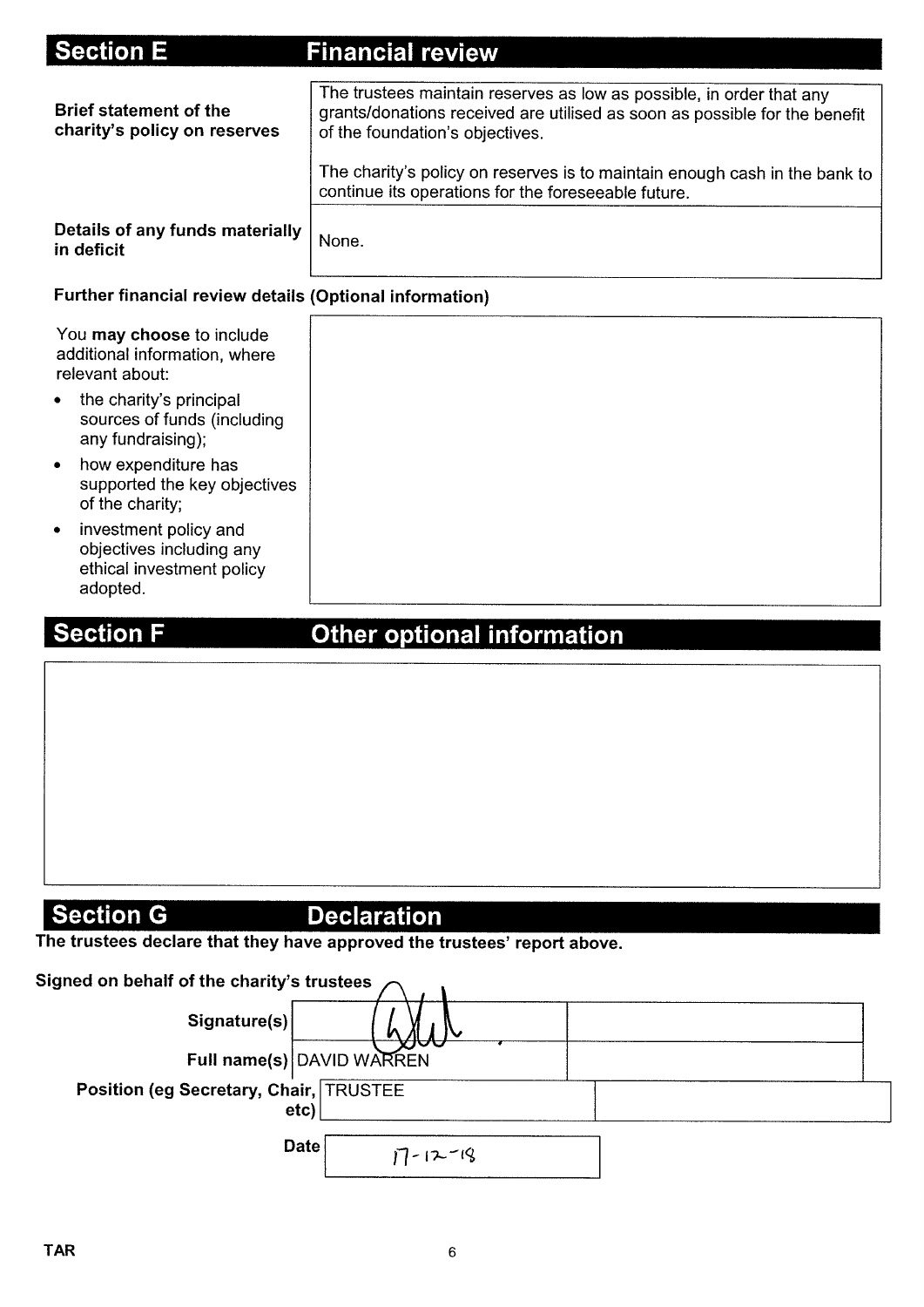## Section E Financial review

**Brief statement of the charity's policy on reserves**

The trustees maintain reserves as low as possible, in order that any grants/donations received are utilised as soon as possible for the benefit of the foundation's objectives.

The charity's policy on reserves is to maintain enough cash in the bank to continue its operations for the foreseeable future.

**Details of any funds materially in deficit**

None.

**Further financial review details (Optional information)**

You **may choose** to include additional information, where relevant about:

- the charity's principal sources of funds (including any fundraising);
- how expenditure has supported the key objectives of the charity;
- investment policy and objectives including any ethical investment policy adopted.

## Section F Other optional information

## Section G Declaration

**The trustees declare that they have approved the trustees' report above.**

**Signed on behalf of the charity's trustees**

| | | |
|---|---|---|
| **Signature(s)** | [signature] | |
| **Full name(s)** | DAVID WARREN | |
| **Position (eg Secretary, Chair, etc)** | TRUSTEE | |
| **Date** | 17-12-18 | |

TAR